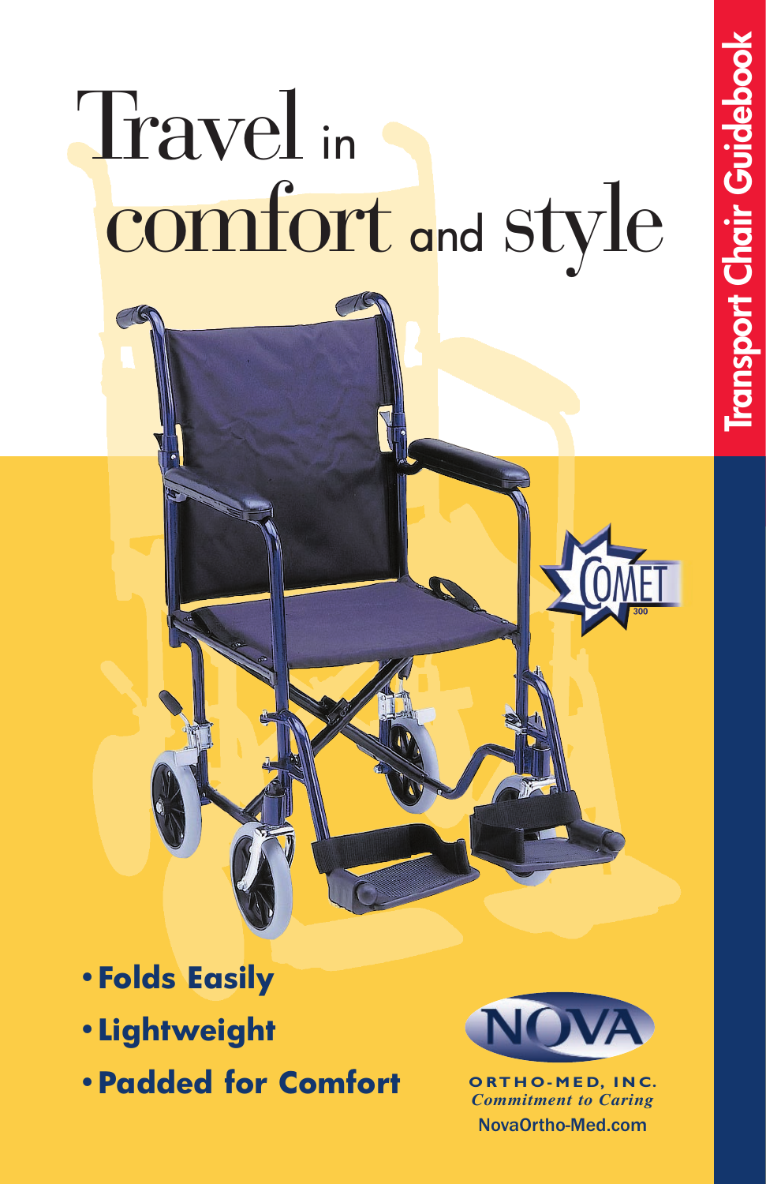# Travel in comfort and style

Transport Chair Guidebook

COMET 300

- **Folds Easily**
- **Lightweight**
- **Padded for Comfort**

NOVA

ORTHO-MED, INC.

*Commitment to Caring*

NovaOrtho-Med.com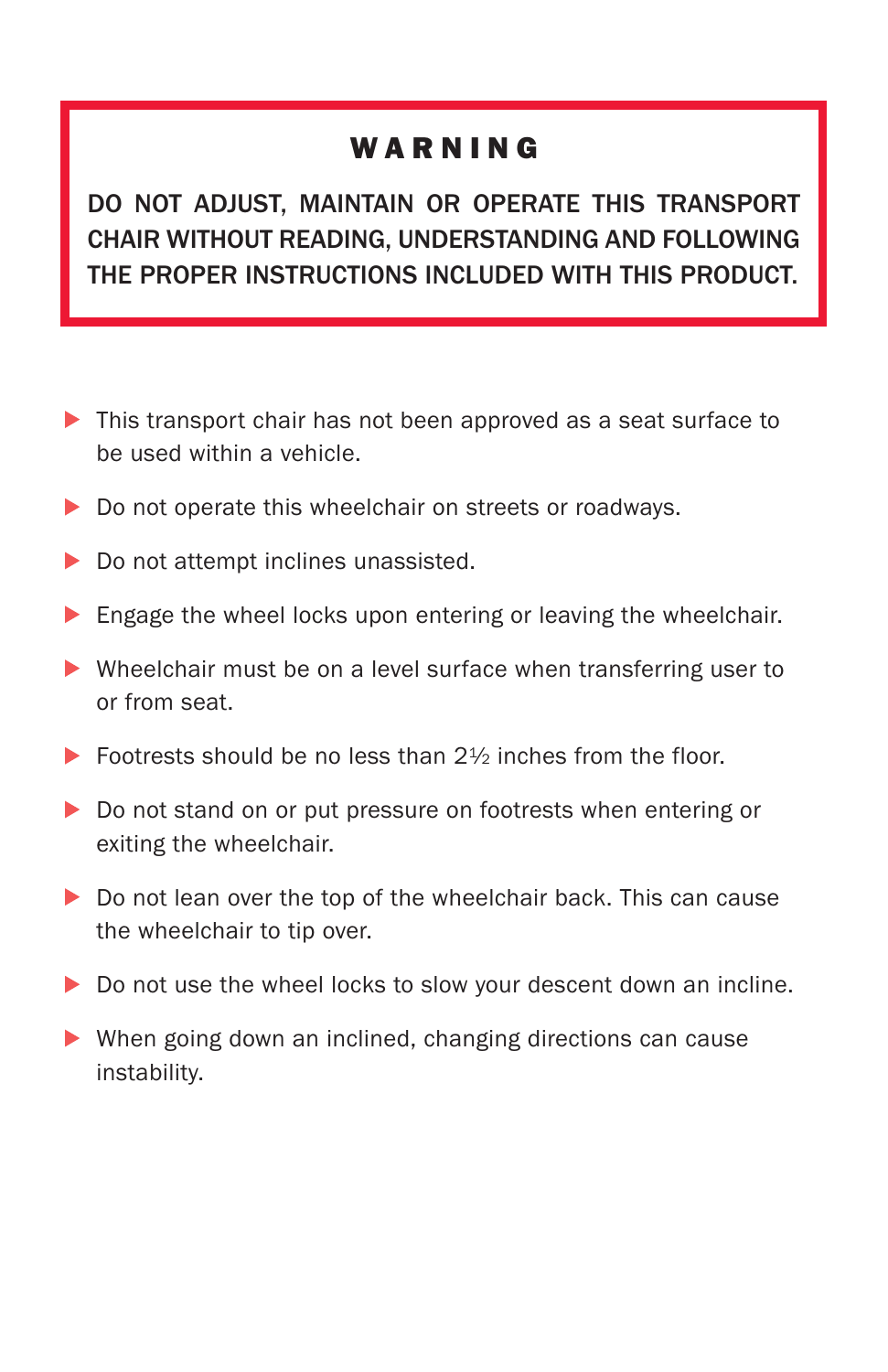## WARNING

**DO NOT ADJUST, MAINTAIN OR OPERATE THIS TRANSPORT CHAIR WITHOUT READING, UNDERSTANDING AND FOLLOWING THE PROPER INSTRUCTIONS INCLUDED WITH THIS PRODUCT.**

- This transport chair has not been approved as a seat surface to be used within a vehicle.
- Do not operate this wheelchair on streets or roadways.
- Do not attempt inclines unassisted.
- Engage the wheel locks upon entering or leaving the wheelchair.
- Wheelchair must be on a level surface when transferring user to or from seat.
- Footrests should be no less than 2½ inches from the floor.
- Do not stand on or put pressure on footrests when entering or exiting the wheelchair.
- Do not lean over the top of the wheelchair back. This can cause the wheelchair to tip over.
- Do not use the wheel locks to slow your descent down an incline.
- When going down an inclined, changing directions can cause instability.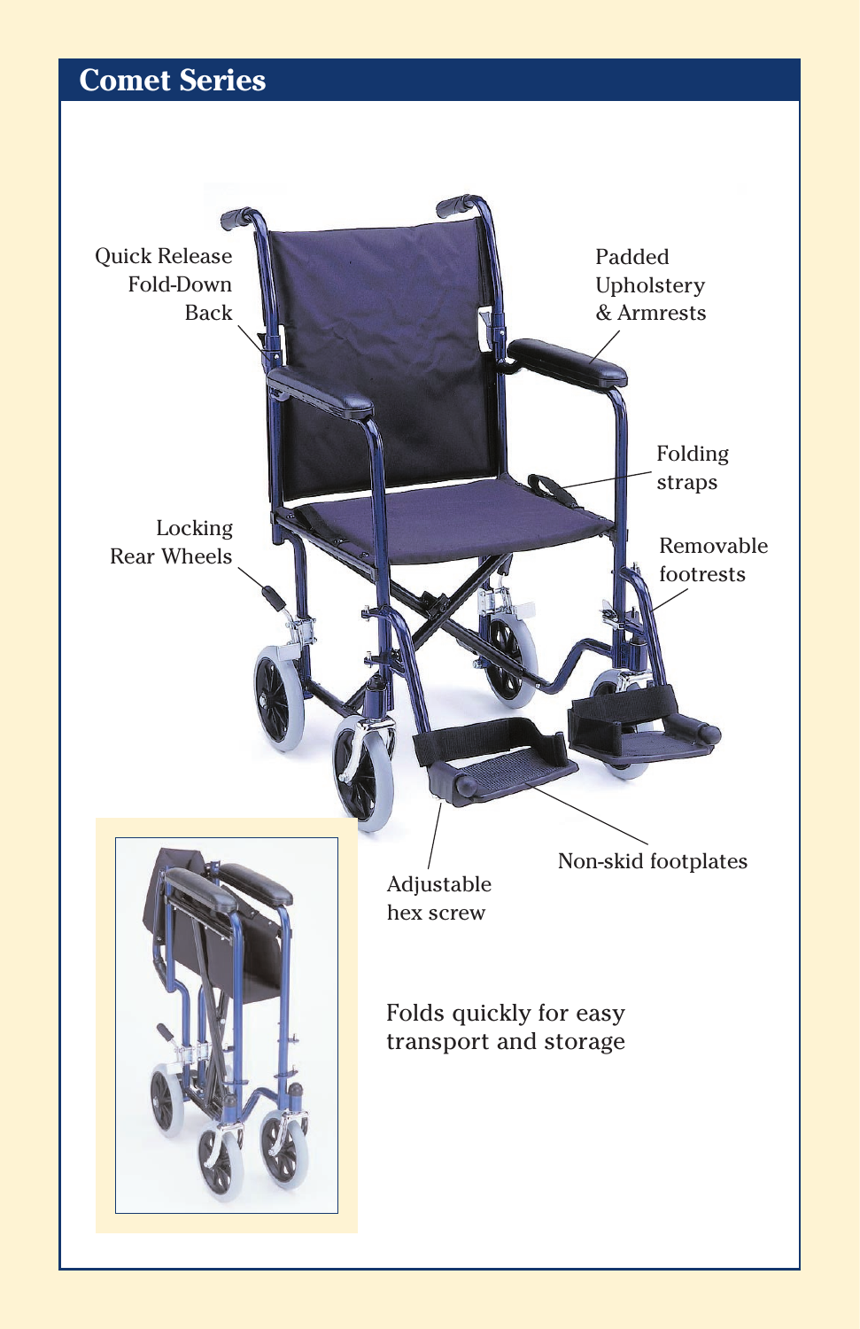## Comet Series

Quick Release Fold-Down Back

Padded Upholstery & Armrests

Folding straps

Removable footrests

Locking Rear Wheels

Non-skid footplates

Adjustable hex screw

Folds quickly for easy transport and storage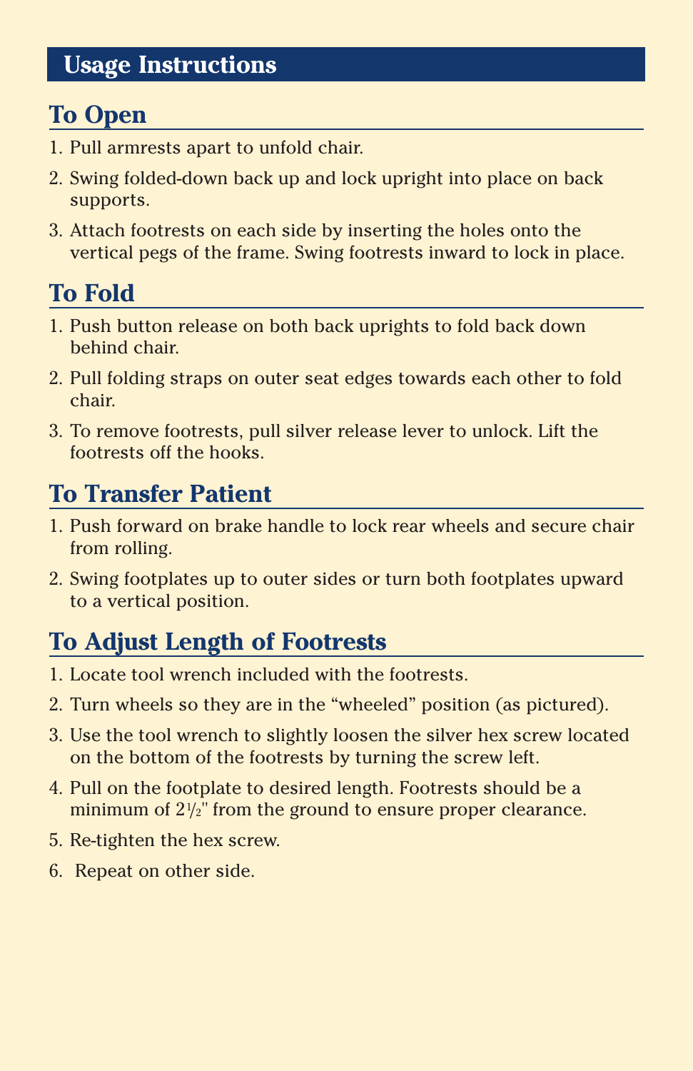# Usage Instructions

## To Open

1. Pull armrests apart to unfold chair.
2. Swing folded-down back up and lock upright into place on back supports.
3. Attach footrests on each side by inserting the holes onto the vertical pegs of the frame. Swing footrests inward to lock in place.

## To Fold

1. Push button release on both back uprights to fold back down behind chair.
2. Pull folding straps on outer seat edges towards each other to fold chair.
3. To remove footrests, pull silver release lever to unlock. Lift the footrests off the hooks.

## To Transfer Patient

1. Push forward on brake handle to lock rear wheels and secure chair from rolling.
2. Swing footplates up to outer sides or turn both footplates upward to a vertical position.

## To Adjust Length of Footrests

1. Locate tool wrench included with the footrests.
2. Turn wheels so they are in the "wheeled" position (as pictured).
3. Use the tool wrench to slightly loosen the silver hex screw located on the bottom of the footrests by turning the screw left.
4. Pull on the footplate to desired length. Footrests should be a minimum of 2½" from the ground to ensure proper clearance.
5. Re-tighten the hex screw.
6. Repeat on other side.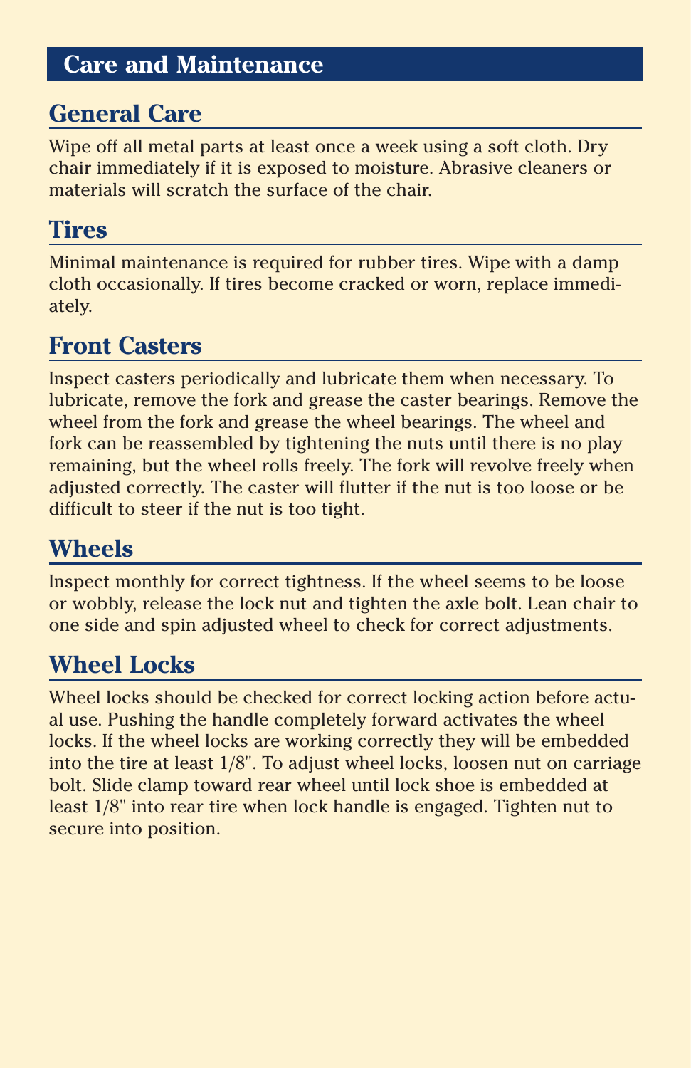# Care and Maintenance

## General Care

Wipe off all metal parts at least once a week using a soft cloth. Dry chair immediately if it is exposed to moisture. Abrasive cleaners or materials will scratch the surface of the chair.

## Tires

Minimal maintenance is required for rubber tires. Wipe with a damp cloth occasionally. If tires become cracked or worn, replace immediately.

## Front Casters

Inspect casters periodically and lubricate them when necessary. To lubricate, remove the fork and grease the caster bearings. Remove the wheel from the fork and grease the wheel bearings. The wheel and fork can be reassembled by tightening the nuts until there is no play remaining, but the wheel rolls freely. The fork will revolve freely when adjusted correctly. The caster will flutter if the nut is too loose or be difficult to steer if the nut is too tight.

## Wheels

Inspect monthly for correct tightness. If the wheel seems to be loose or wobbly, release the lock nut and tighten the axle bolt. Lean chair to one side and spin adjusted wheel to check for correct adjustments.

## Wheel Locks

Wheel locks should be checked for correct locking action before actual use. Pushing the handle completely forward activates the wheel locks. If the wheel locks are working correctly they will be embedded into the tire at least 1/8". To adjust wheel locks, loosen nut on carriage bolt. Slide clamp toward rear wheel until lock shoe is embedded at least 1/8" into rear tire when lock handle is engaged. Tighten nut to secure into position.